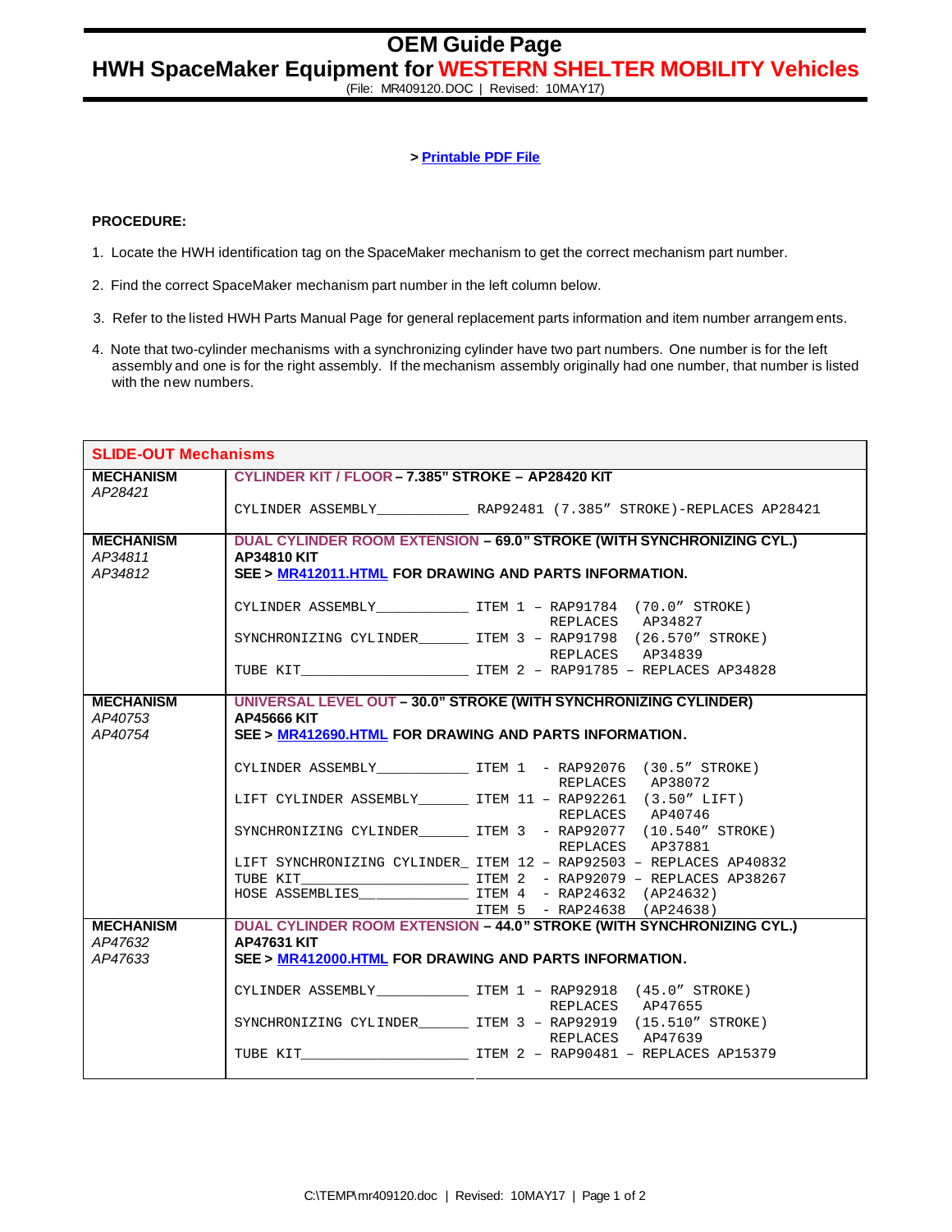# OEM Guide Page

## HWH SpaceMaker Equipment for WESTERN SHELTER MOBILITY Vehicles

(File: MR409120.DOC | Revised: 10MAY17)

> **Printable PDF File**

**PROCEDURE:**

1. Locate the HWH identification tag on the SpaceMaker mechanism to get the correct mechanism part number.
2. Find the correct SpaceMaker mechanism part number in the left column below.
3. Refer to the listed HWH Parts Manual Page for general replacement parts information and item number arrangements.
4. Note that two-cylinder mechanisms with a synchronizing cylinder have two part numbers. One number is for the left assembly and one is for the right assembly. If the mechanism assembly originally had one number, that number is listed with the new numbers.

| SLIDE-OUT Mechanisms | |
|---|---|
| **MECHANISM**<br>*AP28421* | **CYLINDER KIT / FLOOR – 7.385" STROKE – AP28420 KIT**<br><br>CYLINDER ASSEMBLY____________ RAP92481 (7.385″ STROKE)-REPLACES AP28421 |
| **MECHANISM**<br>*AP34811*<br>*AP34812* | **DUAL CYLINDER ROOM EXTENSION – 69.0" STROKE (WITH SYNCHRONIZING CYL.)**<br>**AP34810 KIT**<br>**SEE > MR412011.HTML FOR DRAWING AND PARTS INFORMATION.**<br><br>CYLINDER ASSEMBLY____________ ITEM 1 – RAP91784 (70.0″ STROKE) REPLACES AP34827<br>SYNCHRONIZING CYLINDER______ ITEM 3 – RAP91798 (26.570″ STROKE) REPLACES AP34839<br>TUBE KIT______________________ ITEM 2 – RAP91785 – REPLACES AP34828 |
| **MECHANISM**<br>*AP40753*<br>*AP40754* | **UNIVERSAL LEVEL OUT – 30.0" STROKE (WITH SYNCHRONIZING CYLINDER)**<br>**AP45666 KIT**<br>**SEE > MR412690.HTML FOR DRAWING AND PARTS INFORMATION.**<br><br>CYLINDER ASSEMBLY____________ ITEM 1 - RAP92076 (30.5″ STROKE) REPLACES AP38072<br>LIFT CYLINDER ASSEMBLY______ ITEM 11 – RAP92261 (3.50″ LIFT) REPLACES AP40746<br>SYNCHRONIZING CYLINDER______ ITEM 3 - RAP92077 (10.540″ STROKE) REPLACES AP37881<br>LIFT SYNCHRONIZING CYLINDER_ ITEM 12 – RAP92503 – REPLACES AP40832<br>TUBE KIT______________________ ITEM 2 - RAP92079 – REPLACES AP38267<br>HOSE ASSEMBLIES______________ ITEM 4 - RAP24632 (AP24632)<br>ITEM 5 - RAP24638 (AP24638) |
| **MECHANISM**<br>*AP47632*<br>*AP47633* | **DUAL CYLINDER ROOM EXTENSION – 44.0" STROKE (WITH SYNCHRONIZING CYL.)**<br>**AP47631 KIT**<br>**SEE > MR412000.HTML FOR DRAWING AND PARTS INFORMATION.**<br><br>CYLINDER ASSEMBLY____________ ITEM 1 – RAP92918 (45.0″ STROKE) REPLACES AP47655<br>SYNCHRONIZING CYLINDER______ ITEM 3 – RAP92919 (15.510″ STROKE) REPLACES AP47639<br>TUBE KIT______________________ ITEM 2 – RAP90481 – REPLACES AP15379 |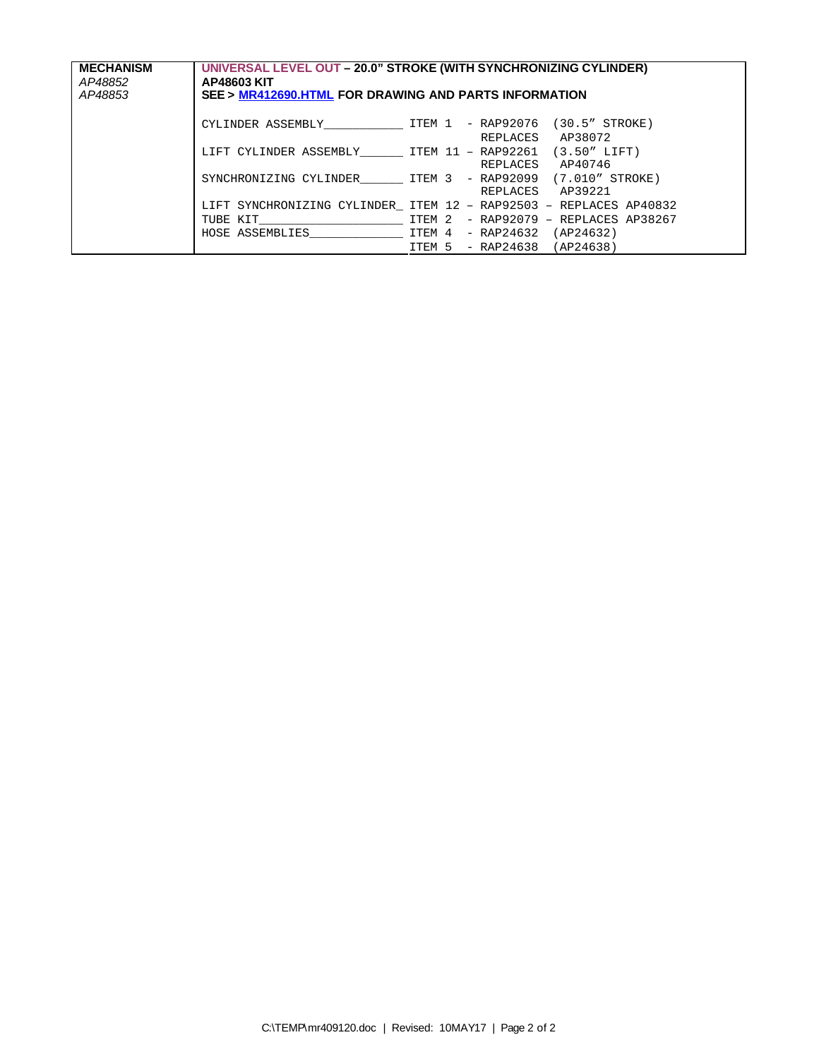| **MECHANISM** | **UNIVERSAL LEVEL OUT – 20.0" STROKE (WITH SYNCHRONIZING CYLINDER)** |
|---|---|
| *AP48852*<br>*AP48853* | **AP48603 KIT**<br>**SEE > MR412690.HTML FOR DRAWING AND PARTS INFORMATION** |

```
CYLINDER ASSEMBLY____________ ITEM 1  - RAP92076  (30.5" STROKE)
                                         REPLACES   AP38072
LIFT CYLINDER ASSEMBLY_______ ITEM 11 – RAP92261  (3.50" LIFT)
                                         REPLACES   AP40746
SYNCHRONIZING CYLINDER_______ ITEM 3  - RAP92099  (7.010" STROKE)
                                         REPLACES   AP39221
LIFT SYNCHRONIZING CYLINDER_ ITEM 12 – RAP92503 – REPLACES AP40832
TUBE KIT_____________________ ITEM 2  - RAP92079 – REPLACES AP38267
HOSE ASSEMBLIES______________ ITEM 4  - RAP24632  (AP24632)
                              ITEM 5  - RAP24638  (AP24638)
```

C:\TEMP\mr409120.doc | Revised: 10MAY17